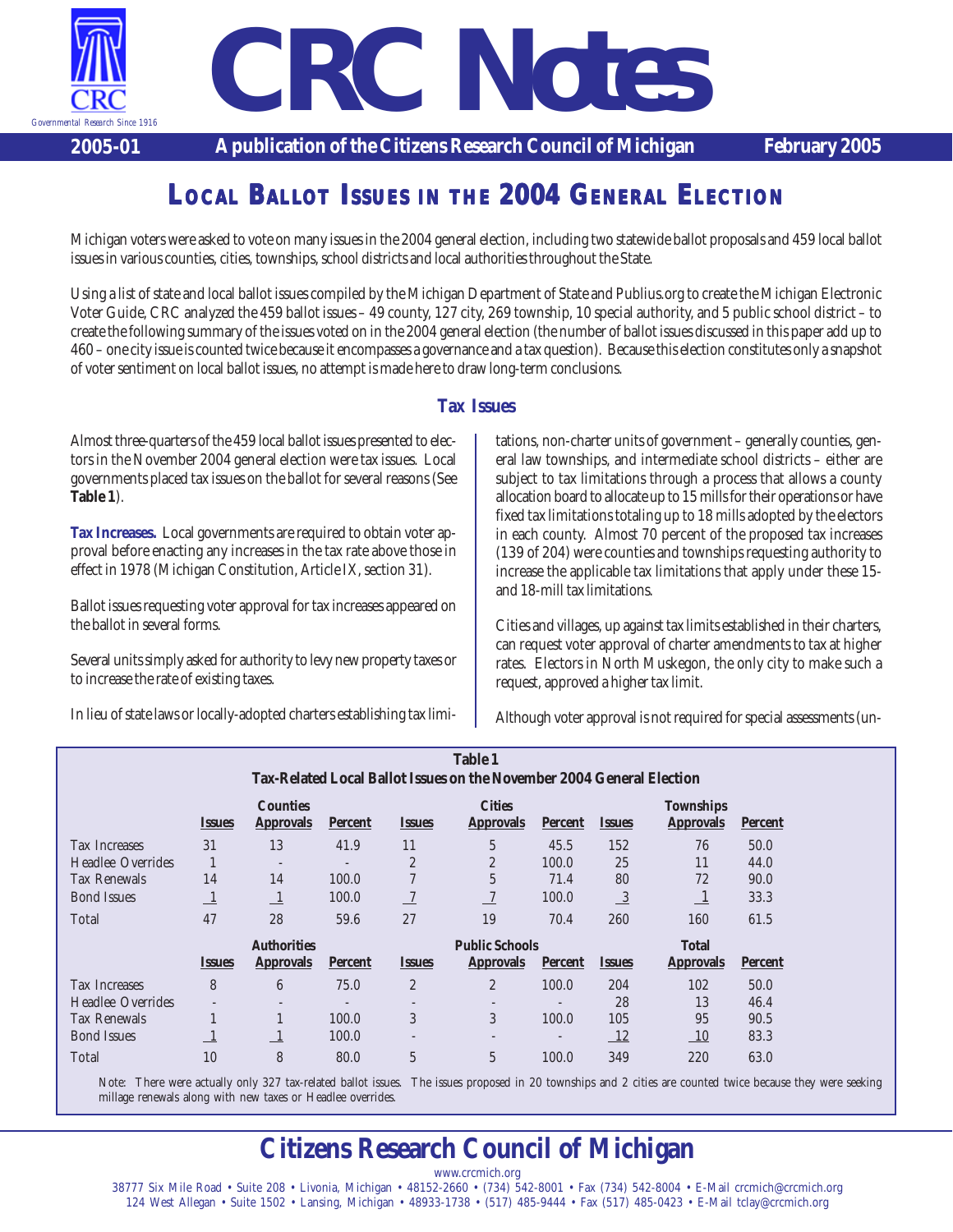# CRC Notes

**2005-01** **A publication of the Citizens Research Council of Michigan** **February 2005**

## Local Ballot Issues in the 2004 General Election

Michigan voters were asked to vote on many issues in the 2004 general election, including two statewide ballot proposals and 459 local ballot issues in various counties, cities, townships, school districts and local authorities throughout the State.

Using a list of state and local ballot issues compiled by the Michigan Department of State and Publius.org to create the Michigan Electronic Voter Guide, CRC analyzed the 459 ballot issues – 49 county, 127 city, 269 township, 10 special authority, and 5 public school district – to create the following summary of the issues voted on in the 2004 general election (the number of ballot issues discussed in this paper add up to 460 – one city issue is counted twice because it encompasses a governance and a tax question). Because this election constitutes only a snapshot of voter sentiment on local ballot issues, no attempt is made here to draw long-term conclusions.

### Tax Issues

Almost three-quarters of the 459 local ballot issues presented to electors in the November 2004 general election were tax issues. Local governments placed tax issues on the ballot for several reasons (See **Table 1**).

**Tax Increases.** Local governments are required to obtain voter approval before enacting any increases in the tax rate above those in effect in 1978 (Michigan Constitution, Article IX, section 31).

Ballot issues requesting voter approval for tax increases appeared on the ballot in several forms.

Several units simply asked for authority to levy new property taxes or to increase the rate of existing taxes.

In lieu of state laws or locally-adopted charters establishing tax limitations, non-charter units of government – generally counties, general law townships, and intermediate school districts – either are subject to tax limitations through a process that allows a county allocation board to allocate up to 15 mills for their operations or have fixed tax limitations totaling up to 18 mills adopted by the electors in each county. Almost 70 percent of the proposed tax increases (139 of 204) were counties and townships requesting authority to increase the applicable tax limitations that apply under these 15- and 18-mill tax limitations.

Cities and villages, up against tax limits established in their charters, can request voter approval of charter amendments to tax at higher rates. Electors in North Muskegon, the only city to make such a request, approved a higher tax limit.

Although voter approval is not required for special assessments (un-

**Table 1**
**Tax-Related Local Ballot Issues on the November 2004 General Election**

| | Counties | | | Cities | | | Townships | | |
|---|---|---|---|---|---|---|---|---|---|
| | Issues | Approvals | Percent | Issues | Approvals | Percent | Issues | Approvals | Percent |
| Tax Increases | 31 | 13 | 41.9 | 11 | 5 | 45.5 | 152 | 76 | 50.0 |
| Headlee Overrides | 1 | - | - | 2 | 2 | 100.0 | 25 | 11 | 44.0 |
| Tax Renewals | 14 | 14 | 100.0 | 7 | 5 | 71.4 | 80 | 72 | 90.0 |
| Bond Issues | 1 | 1 | 100.0 | 7 | 7 | 100.0 | 3 | 1 | 33.3 |
| Total | 47 | 28 | 59.6 | 27 | 19 | 70.4 | 260 | 160 | 61.5 |

| | Authorities | | | Public Schools | | | Total | | |
|---|---|---|---|---|---|---|---|---|---|
| | Issues | Approvals | Percent | Issues | Approvals | Percent | Issues | Approvals | Percent |
| Tax Increases | 8 | 6 | 75.0 | 2 | 2 | 100.0 | 204 | 102 | 50.0 |
| Headlee Overrides | - | - | - | - | - | - | 28 | 13 | 46.4 |
| Tax Renewals | 1 | 1 | 100.0 | 3 | 3 | 100.0 | 105 | 95 | 90.5 |
| Bond Issues | 1 | 1 | 100.0 | - | - | - | 12 | 10 | 83.3 |
| Total | 10 | 8 | 80.0 | 5 | 5 | 100.0 | 349 | 220 | 63.0 |

Note: There were actually only 327 tax-related ballot issues. The issues proposed in 20 townships and 2 cities are counted twice because they were seeking millage renewals along with new taxes or Headlee overrides.

**Citizens Research Council of Michigan**

www.crcmich.org

38777 Six Mile Road • Suite 208 • Livonia, Michigan • 48152-2660 • (734) 542-8001 • Fax (734) 542-8004 • E-Mail crcmich@crcmich.org
124 West Allegan • Suite 1502 • Lansing, Michigan • 48933-1738 • (517) 485-9444 • Fax (517) 485-0423 • E-Mail tclay@crcmich.org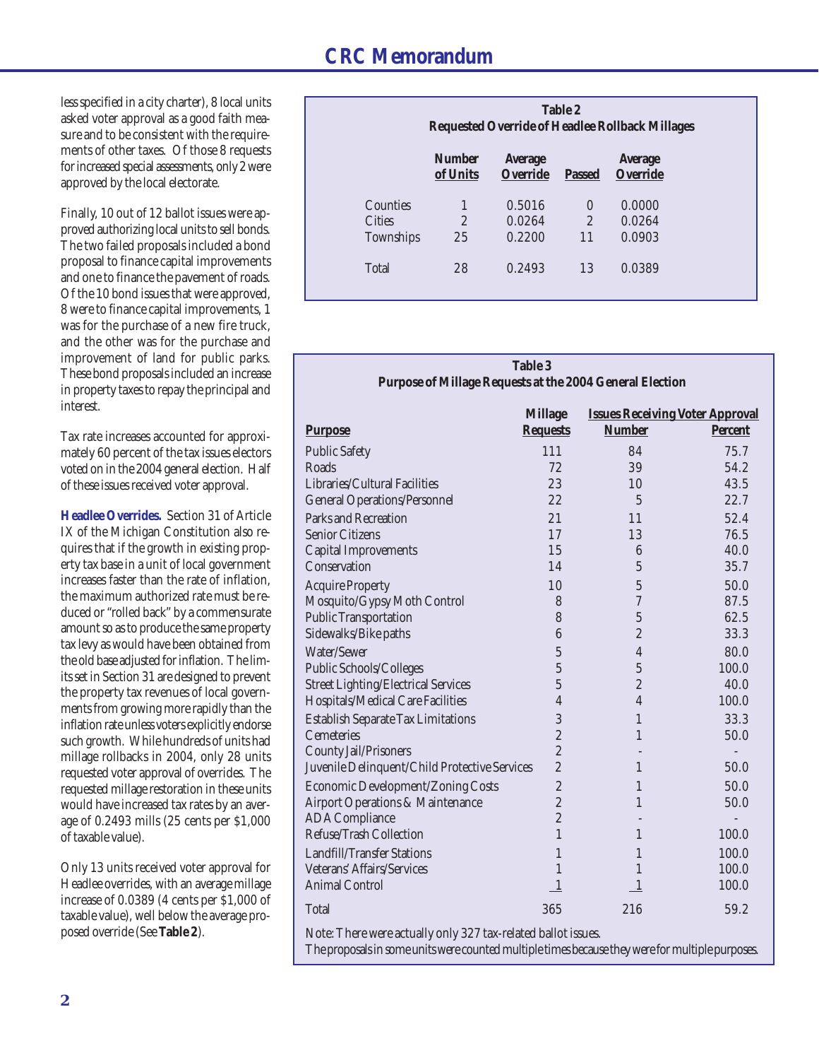less specified in a city charter), 8 local units asked voter approval as a good faith measure and to be consistent with the requirements of other taxes. Of those 8 requests for increased special assessments, only 2 were approved by the local electorate.

Finally, 10 out of 12 ballot issues were approved authorizing local units to sell bonds. The two failed proposals included a bond proposal to finance capital improvements and one to finance the pavement of roads. Of the 10 bond issues that were approved, 8 were to finance capital improvements, 1 was for the purchase of a new fire truck, and the other was for the purchase and improvement of land for public parks. These bond proposals included an increase in property taxes to repay the principal and interest.

Tax rate increases accounted for approximately 60 percent of the tax issues electors voted on in the 2004 general election. Half of these issues received voter approval.

**Headlee Overrides.** Section 31 of Article IX of the Michigan Constitution also requires that if the growth in existing property tax base in a unit of local government increases faster than the rate of inflation, the maximum authorized rate must be reduced or "rolled back" by a commensurate amount so as to produce the same property tax levy as would have been obtained from the old base adjusted for inflation. The limits set in Section 31 are designed to prevent the property tax revenues of local governments from growing more rapidly than the inflation rate unless voters explicitly endorse such growth. While hundreds of units had millage rollbacks in 2004, only 28 units requested voter approval of overrides. The requested millage restoration in these units would have increased tax rates by an average of 0.2493 mills (25 cents per $1,000 of taxable value).

Only 13 units received voter approval for Headlee overrides, with an average millage increase of 0.0389 (4 cents per $1,000 of taxable value), well below the average proposed override (See **Table 2**).

**Table 2**
**Requested Override of Headlee Rollback Millages**

| | Number of Units | Average Override | Passed | Average Override |
|---|---|---|---|---|
| Counties | 1 | 0.5016 | 0 | 0.0000 |
| Cities | 2 | 0.0264 | 2 | 0.0264 |
| Townships | 25 | 0.2200 | 11 | 0.0903 |
| Total | 28 | 0.2493 | 13 | 0.0389 |

**Table 3**
**Purpose of Millage Requests at the 2004 General Election**

| Purpose | Millage Requests | Issues Receiving Voter Approval | |
|---|---|---|---|
| | | Number | Percent |
| Public Safety | 111 | 84 | 75.7 |
| Roads | 72 | 39 | 54.2 |
| Libraries/Cultural Facilities | 23 | 10 | 43.5 |
| General Operations/Personnel | 22 | 5 | 22.7 |
| Parks and Recreation | 21 | 11 | 52.4 |
| Senior Citizens | 17 | 13 | 76.5 |
| Capital Improvements | 15 | 6 | 40.0 |
| Conservation | 14 | 5 | 35.7 |
| Acquire Property | 10 | 5 | 50.0 |
| Mosquito/Gypsy Moth Control | 8 | 7 | 87.5 |
| Public Transportation | 8 | 5 | 62.5 |
| Sidewalks/Bike paths | 6 | 2 | 33.3 |
| Water/Sewer | 5 | 4 | 80.0 |
| Public Schools/Colleges | 5 | 5 | 100.0 |
| Street Lighting/Electrical Services | 5 | 2 | 40.0 |
| Hospitals/Medical Care Facilities | 4 | 4 | 100.0 |
| Establish Separate Tax Limitations | 3 | 1 | 33.3 |
| Cemeteries | 2 | 1 | 50.0 |
| County Jail/Prisoners | 2 | - | - |
| Juvenile Delinquent/Child Protective Services | 2 | 1 | 50.0 |
| Economic Development/Zoning Costs | 2 | 1 | 50.0 |
| Airport Operations & Maintenance | 2 | 1 | 50.0 |
| ADA Compliance | 2 | - | - |
| Refuse/Trash Collection | 1 | 1 | 100.0 |
| Landfill/Transfer Stations | 1 | 1 | 100.0 |
| Veterans' Affairs/Services | 1 | 1 | 100.0 |
| Animal Control | 1 | 1 | 100.0 |
| Total | 365 | 216 | 59.2 |

Note: There were actually only 327 tax-related ballot issues.
The proposals in some units were counted multiple times because they were for multiple purposes.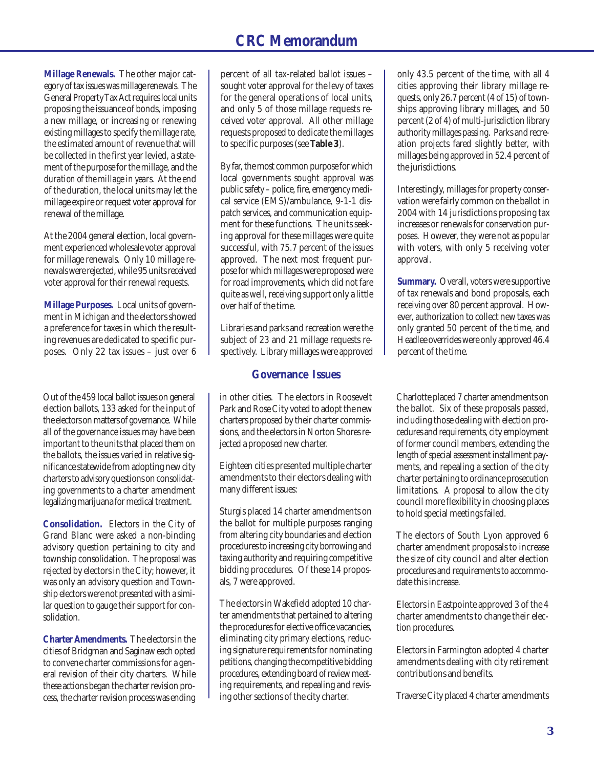**Millage Renewals.** The other major category of tax issues was millage renewals. The General Property Tax Act requires local units proposing the issuance of bonds, imposing a new millage, or increasing or renewing existing millages to specify the millage rate, the estimated amount of revenue that will be collected in the first year levied, a statement of the purpose for the millage, and *the duration of the millage in years.* At the end of the duration, the local units may let the millage expire or request voter approval for renewal of the millage.

At the 2004 general election, local government experienced wholesale voter approval for millage renewals. Only 10 millage renewals were rejected, while 95 units received voter approval for their renewal requests.

**Millage Purposes.** Local units of government in Michigan and the electors showed a preference for taxes in which the resulting revenues are dedicated to specific purposes. Only 22 tax issues – just over 6 percent of all tax-related ballot issues – sought voter approval for the levy of taxes for the general operations of local units, and only 5 of those millage requests received voter approval. All other millage requests proposed to dedicate the millages to specific purposes (see **Table 3**).

By far, the most common purpose for which local governments sought approval was public safety – police, fire, emergency medical service (EMS)/ambulance, 9-1-1 dispatch services, and communication equipment for these functions. The units seeking approval for these millages were quite successful, with 75.7 percent of the issues approved. The next most frequent purpose for which millages were proposed were for road improvements, which did not fare quite as well, receiving support only a little over half of the time.

Libraries and parks and recreation were the subject of 23 and 21 millage requests respectively. Library millages were approved only 43.5 percent of the time, with all 4 cities approving their library millage requests, only 26.7 percent (4 of 15) of townships approving library millages, and 50 percent (2 of 4) of multi-jurisdiction library authority millages passing. Parks and recreation projects fared slightly better, with millages being approved in 52.4 percent of the jurisdictions.

Interestingly, millages for property conservation were fairly common on the ballot in 2004 with 14 jurisdictions proposing tax increases or renewals for conservation purposes. However, they were not as popular with voters, with only 5 receiving voter approval.

**Summary.** Overall, voters were supportive of tax renewals and bond proposals, each receiving over 80 percent approval. However, authorization to collect new taxes was only granted 50 percent of the time, and Headlee overrides were only approved 46.4 percent of the time.

## Governance Issues

Out of the 459 local ballot issues on general election ballots, 133 asked for the input of the electors on matters of governance. While all of the governance issues may have been important to the units that placed them on the ballots, the issues varied in relative significance statewide from adopting new city charters to advisory questions on consolidating governments to a charter amendment legalizing marijuana for medical treatment.

**Consolidation.** Electors in the City of Grand Blanc were asked a non-binding advisory question pertaining to city and township consolidation. The proposal was rejected by electors in the City; however, it was only an advisory question and Township electors were not presented with a similar question to gauge their support for consolidation.

**Charter Amendments.** The electors in the cities of Bridgman and Saginaw each opted to convene charter commissions for a general revision of their city charters. While these actions began the charter revision process, the charter revision process was ending in other cities. The electors in Roosevelt Park and Rose City voted to adopt the new charters proposed by their charter commissions, and the electors in Norton Shores rejected a proposed new charter.

Eighteen cities presented multiple charter amendments to their electors dealing with many different issues:

Sturgis placed 14 charter amendments on the ballot for multiple purposes ranging from altering city boundaries and election procedures to increasing city borrowing and taxing authority and requiring competitive bidding procedures. Of these 14 proposals, 7 were approved.

The electors in Wakefield adopted 10 charter amendments that pertained to altering the procedures for elective office vacancies, eliminating city primary elections, reducing signature requirements for nominating petitions, changing the competitive bidding procedures, extending board of review meeting requirements, and repealing and revising other sections of the city charter.

Charlotte placed 7 charter amendments on the ballot. Six of these proposals passed, including those dealing with election procedures and requirements, city employment of former council members, extending the length of special assessment installment payments, and repealing a section of the city charter pertaining to ordinance prosecution limitations. A proposal to allow the city council more flexibility in choosing places to hold special meetings failed.

The electors of South Lyon approved 6 charter amendment proposals to increase the size of city council and alter election procedures and requirements to accommodate this increase.

Electors in Eastpointe approved 3 of the 4 charter amendments to change their election procedures.

Electors in Farmington adopted 4 charter amendments dealing with city retirement contributions and benefits.

Traverse City placed 4 charter amendments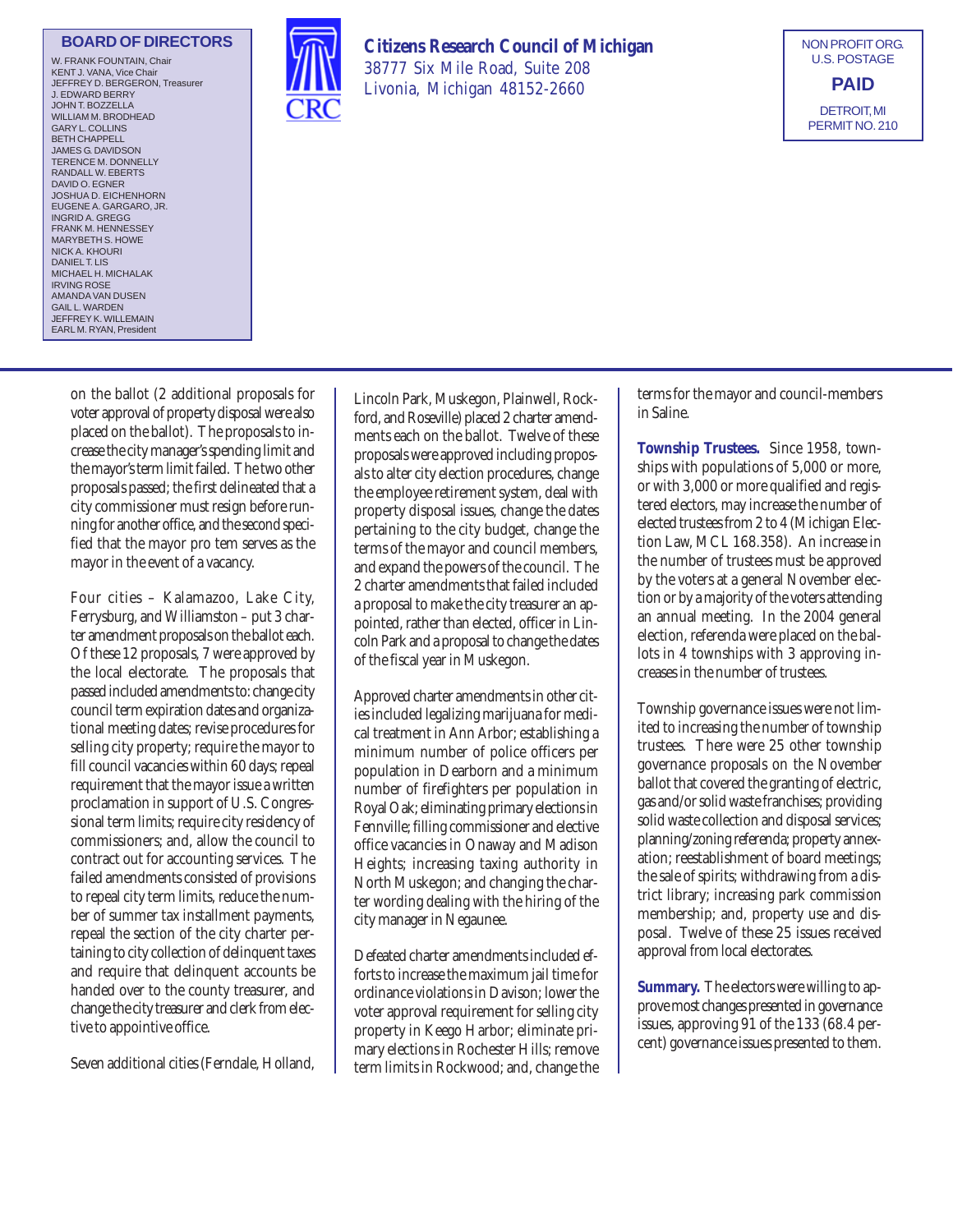**BOARD OF DIRECTORS**

W. FRANK FOUNTAIN, Chair
KENT J. VANA, Vice Chair
JEFFREY D. BERGERON, Treasurer
J. EDWARD BERRY
JOHN T. BOZZELLA
WILLIAM M. BRODHEAD
GARY L. COLLINS
BETH CHAPPELL
JAMES G. DAVIDSON
TERENCE M. DONNELLY
RANDALL W. EBERTS
DAVID O. EGNER
JOSHUA D. EICHENHORN
EUGENE A. GARGARO, JR.
INGRID A. GREGG
FRANK M. HENNESSEY
MARYBETH S. HOWE
NICK A. KHOURI
DANIEL T. LIS
MICHAEL H. MICHALAK
IRVING ROSE
AMANDA VAN DUSEN
GAIL L. WARDEN
JEFFREY K. WILLEMAIN
EARL M. RYAN, President

**Citizens Research Council of Michigan**
38777 Six Mile Road, Suite 208
Livonia, Michigan 48152-2660

NON PROFIT ORG.
U.S. POSTAGE
**PAID**
DETROIT, MI
PERMIT NO. 210

on the ballot (2 additional proposals for voter approval of property disposal were also placed on the ballot). The proposals to increase the city manager's spending limit and the mayor's term limit failed. The two other proposals passed; the first delineated that a city commissioner must resign before running for another office, and the second specified that the mayor pro tem serves as the mayor in the event of a vacancy.

Four cities – Kalamazoo, Lake City, Ferrysburg, and Williamston – put 3 charter amendment proposals on the ballot each. Of these 12 proposals, 7 were approved by the local electorate. The proposals that passed included amendments to: change city council term expiration dates and organizational meeting dates; revise procedures for selling city property; require the mayor to fill council vacancies within 60 days; repeal requirement that the mayor issue a written proclamation in support of U.S. Congressional term limits; require city residency of commissioners; and, allow the council to contract out for accounting services. The failed amendments consisted of provisions to repeal city term limits, reduce the number of summer tax installment payments, repeal the section of the city charter pertaining to city collection of delinquent taxes and require that delinquent accounts be handed over to the county treasurer, and change the city treasurer and clerk from elective to appointive office.

Seven additional cities (Ferndale, Holland, Lincoln Park, Muskegon, Plainwell, Rockford, and Roseville) placed 2 charter amendments each on the ballot. Twelve of these proposals were approved including proposals to alter city election procedures, change the employee retirement system, deal with property disposal issues, change the dates pertaining to the city budget, change the terms of the mayor and council members, and expand the powers of the council. The 2 charter amendments that failed included a proposal to make the city treasurer an appointed, rather than elected, officer in Lincoln Park and a proposal to change the dates of the fiscal year in Muskegon.

Approved charter amendments in other cities included legalizing marijuana for medical treatment in Ann Arbor; establishing a minimum number of police officers per population in Dearborn and a minimum number of firefighters per population in Royal Oak; eliminating primary elections in Fennville; filling commissioner and elective office vacancies in Onaway and Madison Heights; increasing taxing authority in North Muskegon; and changing the charter wording dealing with the hiring of the city manager in Negaunee.

Defeated charter amendments included efforts to increase the maximum jail time for ordinance violations in Davison; lower the voter approval requirement for selling city property in Keego Harbor; eliminate primary elections in Rochester Hills; remove term limits in Rockwood; and, change the terms for the mayor and council-members in Saline.

**Township Trustees.** Since 1958, townships with populations of 5,000 or more, or with 3,000 or more qualified and registered electors, may increase the number of elected trustees from 2 to 4 (Michigan Election Law, MCL 168.358). An increase in the number of trustees must be approved by the voters at a general November election or by a majority of the voters attending an annual meeting. In the 2004 general election, referenda were placed on the ballots in 4 townships with 3 approving increases in the number of trustees.

Township governance issues were not limited to increasing the number of township trustees. There were 25 other township governance proposals on the November ballot that covered the granting of electric, gas and/or solid waste franchises; providing solid waste collection and disposal services; planning/zoning referenda; property annexation; reestablishment of board meetings; the sale of spirits; withdrawing from a district library; increasing park commission membership; and, property use and disposal. Twelve of these 25 issues received approval from local electorates.

**Summary.** The electors were willing to approve most changes presented in governance issues, approving 91 of the 133 (68.4 percent) governance issues presented to them.